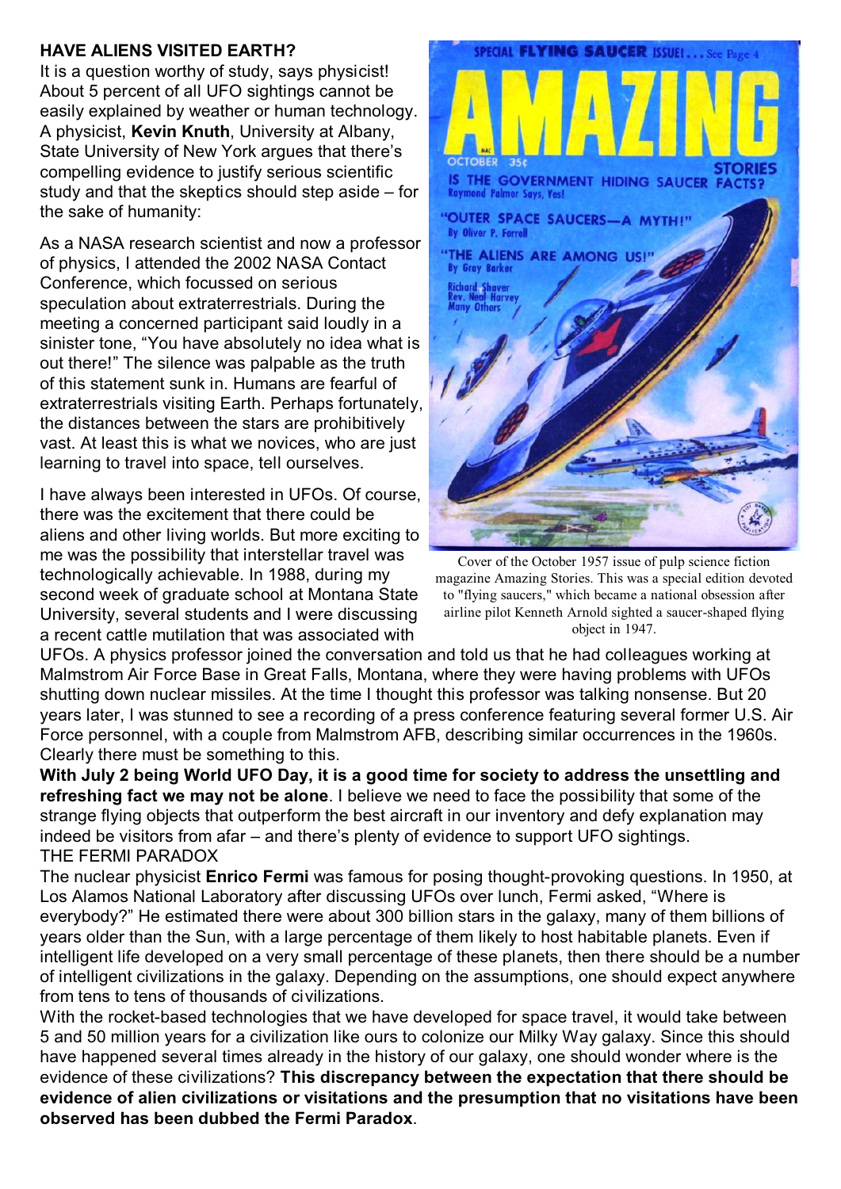**HAVE ALIENS VISITED EARTH?**

It is a question worthy of study, says physicist! About 5 percent of all UFO sightings cannot be easily explained by weather or human technology. A physicist, **Kevin Knuth**, University at Albany, State University of New York argues that there's compelling evidence to justify serious scientific study and that the skeptics should step aside – for the sake of humanity:

As a NASA research scientist and now a professor of physics, I attended the 2002 NASA Contact Conference, which focussed on serious speculation about extraterrestrials. During the meeting a concerned participant said loudly in a sinister tone, "You have absolutely no idea what is out there!" The silence was palpable as the truth of this statement sunk in. Humans are fearful of extraterrestrials visiting Earth. Perhaps fortunately, the distances between the stars are prohibitively vast. At least this is what we novices, who are just learning to travel into space, tell ourselves.

I have always been interested in UFOs. Of course, there was the excitement that there could be aliens and other living worlds. But more exciting to me was the possibility that interstellar travel was technologically achievable. In 1988, during my second week of graduate school at Montana State University, several students and I were discussing a recent cattle mutilation that was associated with UFOs. A physics professor joined the conversation and told us that he had colleagues working at Malmstrom Air Force Base in Great Falls, Montana, where they were having problems with UFOs shutting down nuclear missiles. At the time I thought this professor was talking nonsense. But 20 years later, I was stunned to see a recording of a press conference featuring several former U.S. Air Force personnel, with a couple from Malmstrom AFB, describing similar occurrences in the 1960s. Clearly there must be something to this.

Cover of the October 1957 issue of pulp science fiction magazine Amazing Stories. This was a special edition devoted to "flying saucers," which became a national obsession after airline pilot Kenneth Arnold sighted a saucer-shaped flying object in 1947.

**With July 2 being World UFO Day, it is a good time for society to address the unsettling and refreshing fact we may not be alone**. I believe we need to face the possibility that some of the strange flying objects that outperform the best aircraft in our inventory and defy explanation may indeed be visitors from afar – and there's plenty of evidence to support UFO sightings.

THE FERMI PARADOX

The nuclear physicist **Enrico Fermi** was famous for posing thought-provoking questions. In 1950, at Los Alamos National Laboratory after discussing UFOs over lunch, Fermi asked, "Where is everybody?" He estimated there were about 300 billion stars in the galaxy, many of them billions of years older than the Sun, with a large percentage of them likely to host habitable planets. Even if intelligent life developed on a very small percentage of these planets, then there should be a number of intelligent civilizations in the galaxy. Depending on the assumptions, one should expect anywhere from tens to tens of thousands of civilizations.

With the rocket-based technologies that we have developed for space travel, it would take between 5 and 50 million years for a civilization like ours to colonize our Milky Way galaxy. Since this should have happened several times already in the history of our galaxy, one should wonder where is the evidence of these civilizations? **This discrepancy between the expectation that there should be evidence of alien civilizations or visitations and the presumption that no visitations have been observed has been dubbed the Fermi Paradox**.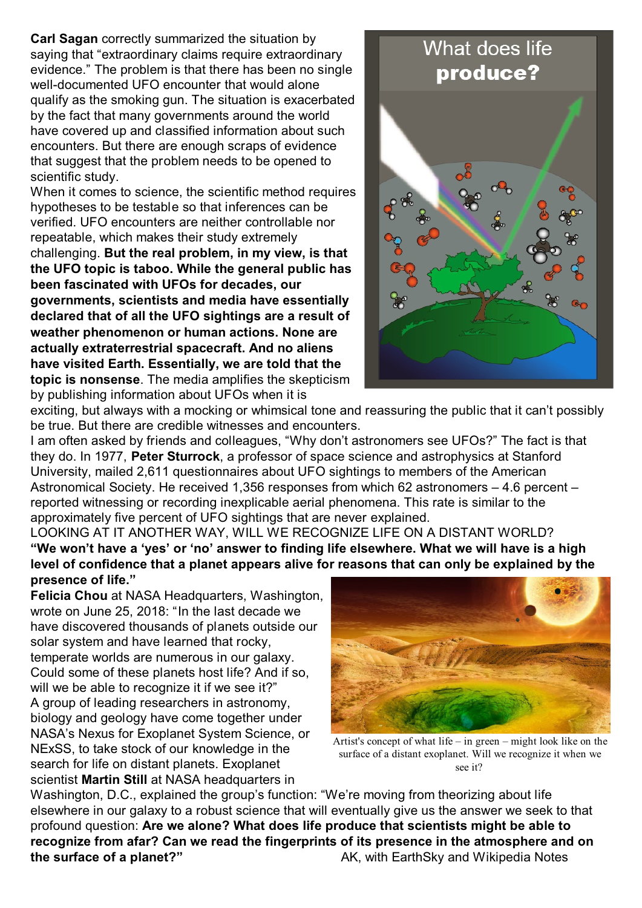**Carl Sagan** correctly summarized the situation by saying that "extraordinary claims require extraordinary evidence." The problem is that there has been no single well-documented UFO encounter that would alone qualify as the smoking gun. The situation is exacerbated by the fact that many governments around the world have covered up and classified information about such encounters. But there are enough scraps of evidence that suggest that the problem needs to be opened to scientific study.

When it comes to science, the scientific method requires hypotheses to be testable so that inferences can be verified. UFO encounters are neither controllable nor repeatable, which makes their study extremely challenging. **But the real problem, in my view, is that the UFO topic is taboo. While the general public has been fascinated with UFOs for decades, our governments, scientists and media have essentially declared that of all the UFO sightings are a result of weather phenomenon or human actions. None are actually extraterrestrial spacecraft. And no aliens have visited Earth. Essentially, we are told that the topic is nonsense**. The media amplifies the skepticism by publishing information about UFOs when it is exciting, but always with a mocking or whimsical tone and reassuring the public that it can't possibly be true. But there are credible witnesses and encounters.

I am often asked by friends and colleagues, "Why don't astronomers see UFOs?" The fact is that they do. In 1977, **Peter Sturrock**, a professor of space science and astrophysics at Stanford University, mailed 2,611 questionnaires about UFO sightings to members of the American Astronomical Society. He received 1,356 responses from which 62 astronomers – 4.6 percent – reported witnessing or recording inexplicable aerial phenomena. This rate is similar to the approximately five percent of UFO sightings that are never explained.

What does life **produce?**

LOOKING AT IT ANOTHER WAY, WILL WE RECOGNIZE LIFE ON A DISTANT WORLD?

**"We won't have a 'yes' or 'no' answer to finding life elsewhere. What we will have is a high level of confidence that a planet appears alive for reasons that can only be explained by the presence of life."**

**Felicia Chou** at NASA Headquarters, Washington, wrote on June 25, 2018: "In the last decade we have discovered thousands of planets outside our solar system and have learned that rocky, temperate worlds are numerous in our galaxy. Could some of these planets host life? And if so, will we be able to recognize it if we see it?"

A group of leading researchers in astronomy, biology and geology have come together under NASA's Nexus for Exoplanet System Science, or NExSS, to take stock of our knowledge in the search for life on distant planets. Exoplanet scientist **Martin Still** at NASA headquarters in Washington, D.C., explained the group's function: "We're moving from theorizing about life elsewhere in our galaxy to a robust science that will eventually give us the answer we seek to that profound question: **Are we alone? What does life produce that scientists might be able to recognize from afar? Can we read the fingerprints of its presence in the atmosphere and on the surface of a planet?"**

Artist's concept of what life – in green – might look like on the surface of a distant exoplanet. Will we recognize it when we see it?

AK, with EarthSky and Wikipedia Notes